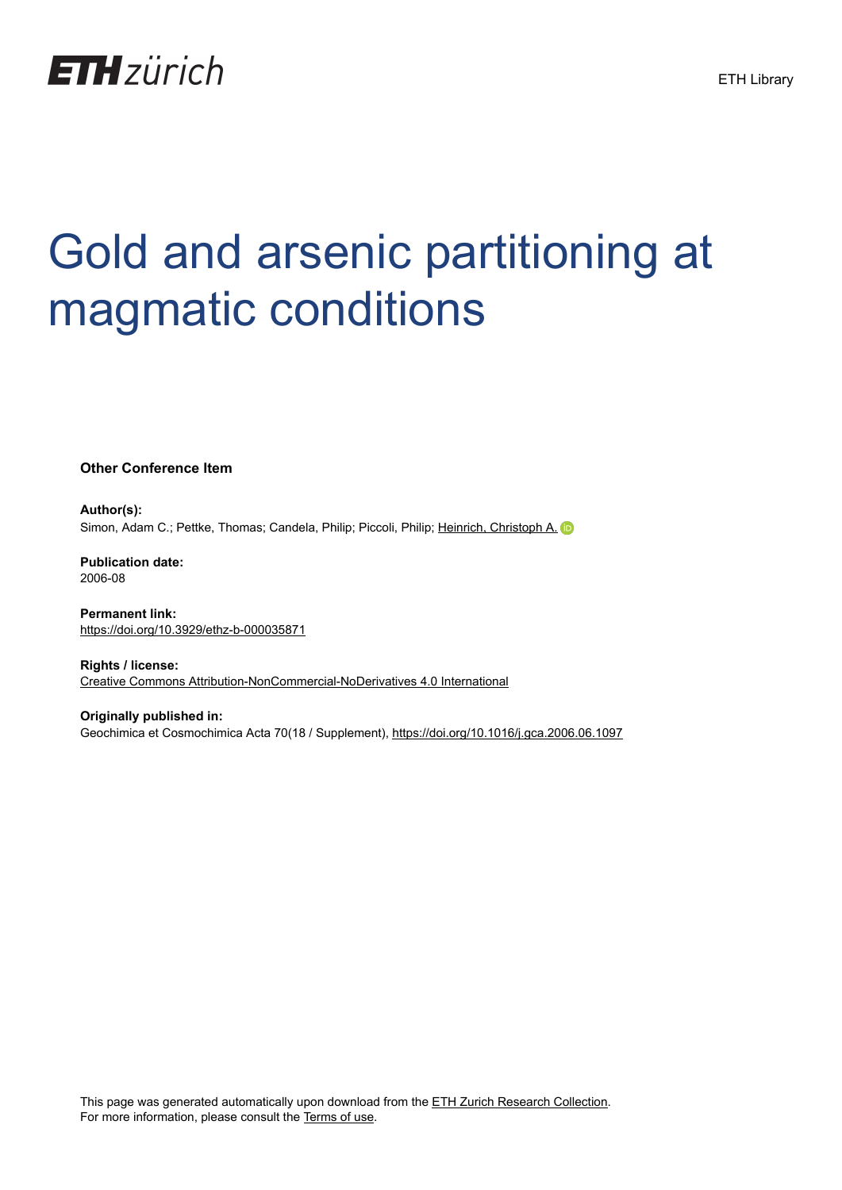ETH zürich

ETH Library

# Gold and arsenic partitioning at magmatic conditions

**Other Conference Item**

**Author(s):**
Simon, Adam C.; Pettke, Thomas; Candela, Philip; Piccoli, Philip; Heinrich, Christoph A.

**Publication date:**
2006-08

**Permanent link:**
https://doi.org/10.3929/ethz-b-000035871

**Rights / license:**
Creative Commons Attribution-NonCommercial-NoDerivatives 4.0 International

**Originally published in:**
Geochimica et Cosmochimica Acta 70(18 / Supplement), https://doi.org/10.1016/j.gca.2006.06.1097

This page was generated automatically upon download from the ETH Zurich Research Collection.
For more information, please consult the Terms of use.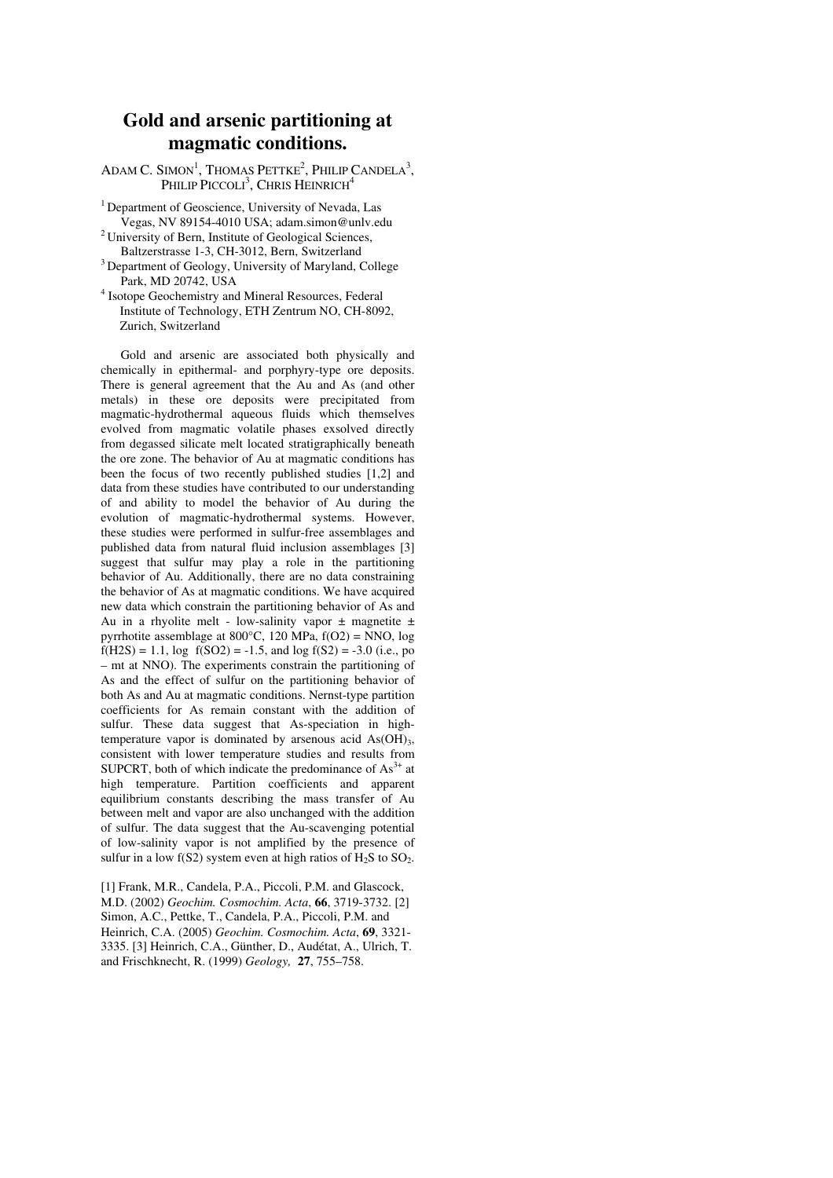# Gold and arsenic partitioning at magmatic conditions.

ADAM C. SIMON[1], THOMAS PETTKE[2], PHILIP CANDELA[3], PHILIP PICCOLI[3], CHRIS HEINRICH[4]

[1] Department of Geoscience, University of Nevada, Las Vegas, NV 89154-4010 USA; adam.simon@unlv.edu

[2] University of Bern, Institute of Geological Sciences, Baltzerstrasse 1-3, CH-3012, Bern, Switzerland

[3] Department of Geology, University of Maryland, College Park, MD 20742, USA

[4] Isotope Geochemistry and Mineral Resources, Federal Institute of Technology, ETH Zentrum NO, CH-8092, Zurich, Switzerland

Gold and arsenic are associated both physically and chemically in epithermal- and porphyry-type ore deposits. There is general agreement that the Au and As (and other metals) in these ore deposits were precipitated from magmatic-hydrothermal aqueous fluids which themselves evolved from magmatic volatile phases exsolved directly from degassed silicate melt located stratigraphically beneath the ore zone. The behavior of Au at magmatic conditions has been the focus of two recently published studies [1,2] and data from these studies have contributed to our understanding of and ability to model the behavior of Au during the evolution of magmatic-hydrothermal systems. However, these studies were performed in sulfur-free assemblages and published data from natural fluid inclusion assemblages [3] suggest that sulfur may play a role in the partitioning behavior of Au. Additionally, there are no data constraining the behavior of As at magmatic conditions. We have acquired new data which constrain the partitioning behavior of As and Au in a rhyolite melt - low-salinity vapor ± magnetite ± pyrrhotite assemblage at 800°C, 120 MPa, f(O2) = NNO, log f(H2S) = 1.1, log f(SO2) = -1.5, and log f(S2) = -3.0 (i.e., po – mt at NNO). The experiments constrain the partitioning of As and the effect of sulfur on the partitioning behavior of both As and Au at magmatic conditions. Nernst-type partition coefficients for As remain constant with the addition of sulfur. These data suggest that As-speciation in high-temperature vapor is dominated by arsenous acid $As(OH)_3$, consistent with lower temperature studies and results from SUPCRT, both of which indicate the predominance of $As^{3+}$ at high temperature. Partition coefficients and apparent equilibrium constants describing the mass transfer of Au between melt and vapor are also unchanged with the addition of sulfur. The data suggest that the Au-scavenging potential of low-salinity vapor is not amplified by the presence of sulfur in a low f(S2) system even at high ratios of $H_2S$ to $SO_2$.

[1] Frank, M.R., Candela, P.A., Piccoli, P.M. and Glascock, M.D. (2002) *Geochim. Cosmochim. Acta*, **66**, 3719-3732. [2] Simon, A.C., Pettke, T., Candela, P.A., Piccoli, P.M. and Heinrich, C.A. (2005) *Geochim. Cosmochim. Acta*, **69**, 3321-3335. [3] Heinrich, C.A., Günther, D., Audétat, A., Ulrich, T. and Frischknecht, R. (1999) *Geology,* **27**, 755–758.